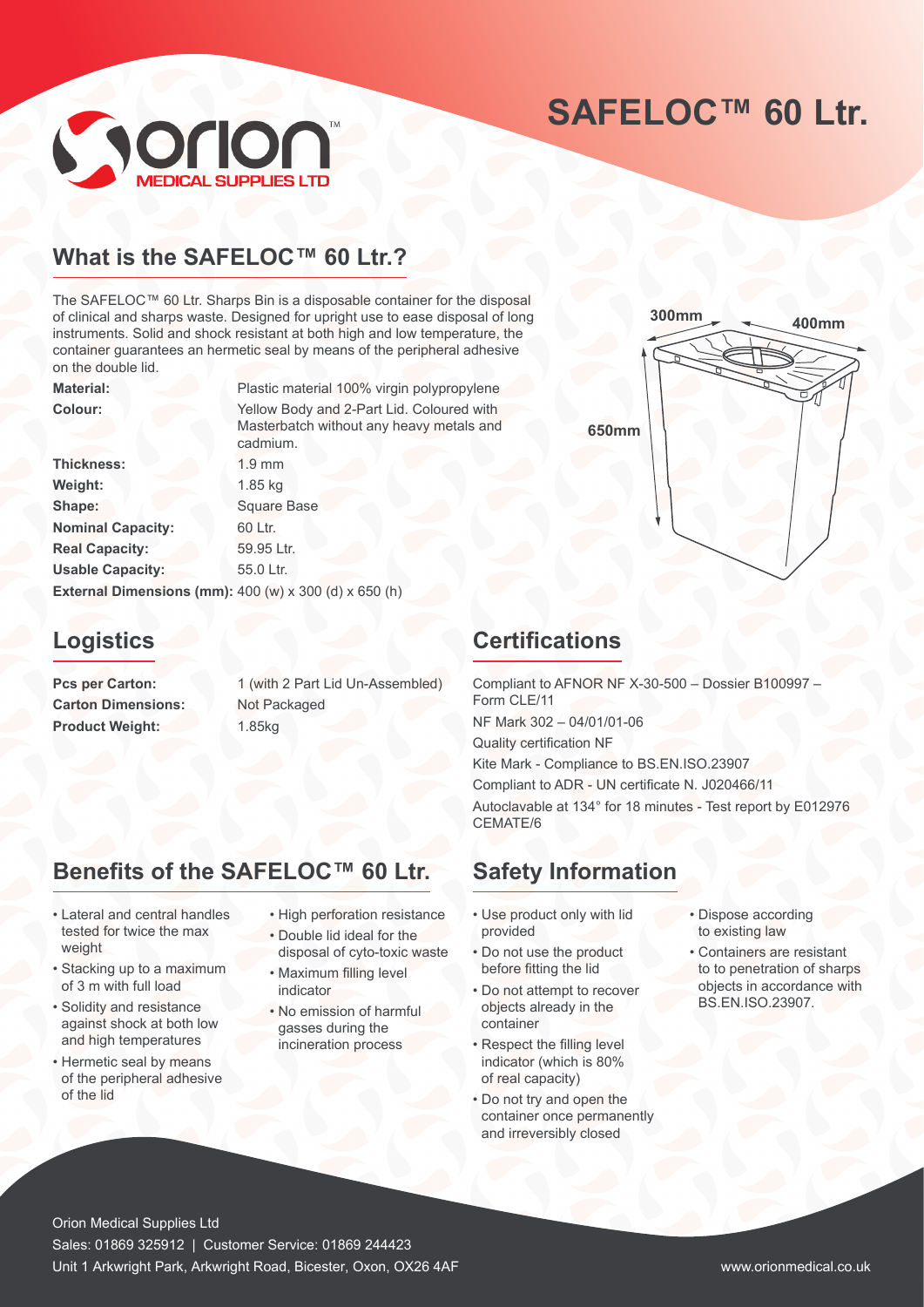# SAFELOC™ 60 Ltr.

## What is the SAFELOC™ 60 Ltr.?

The SAFELOC™ 60 Ltr. Sharps Bin is a disposable container for the disposal of clinical and sharps waste. Designed for upright use to ease disposal of long instruments. Solid and shock resistant at both high and low temperature, the container guarantees an hermetic seal by means of the peripheral adhesive on the double lid.

| | |
|---|---|
| **Material:** | Plastic material 100% virgin polypropylene |
| **Colour:** | Yellow Body and 2-Part Lid. Coloured with Masterbatch without any heavy metals and cadmium. |
| **Thickness:** | 1.9 mm |
| **Weight:** | 1.85 kg |
| **Shape:** | Square Base |
| **Nominal Capacity:** | 60 Ltr. |
| **Real Capacity:** | 59.95 Ltr. |
| **Usable Capacity:** | 55.0 Ltr. |
| **External Dimensions (mm):** | 400 (w) x 300 (d) x 650 (h) |

300mm
400mm
650mm

## Logistics

| | |
|---|---|
| **Pcs per Carton:** | 1 (with 2 Part Lid Un-Assembled) |
| **Carton Dimensions:** | Not Packaged |
| **Product Weight:** | 1.85kg |

## Certifications

Compliant to AFNOR NF X-30-500 – Dossier B100997 – Form CLE/11

NF Mark 302 – 04/01/01-06

Quality certification NF

Kite Mark - Compliance to BS.EN.ISO.23907

Compliant to ADR - UN certificate N. J020466/11

Autoclavable at 134° for 18 minutes - Test report by E012976 CEMATE/6

## Benefits of the SAFELOC™ 60 Ltr.

- Lateral and central handles tested for twice the max weight
- Stacking up to a maximum of 3 m with full load
- Solidity and resistance against shock at both low and high temperatures
- Hermetic seal by means of the peripheral adhesive of the lid
- High perforation resistance
- Double lid ideal for the disposal of cyto-toxic waste
- Maximum filling level indicator
- No emission of harmful gasses during the incineration process

## Safety Information

- Use product only with lid provided
- Do not use the product before fitting the lid
- Do not attempt to recover objects already in the container
- Respect the filling level indicator (which is 80% of real capacity)
- Do not try and open the container once permanently and irreversibly closed
- Dispose according to existing law
- Containers are resistant to to penetration of sharps objects in accordance with BS.EN.ISO.23907.

Orion Medical Supplies Ltd
Sales: 01869 325912 | Customer Service: 01869 244423
Unit 1 Arkwright Park, Arkwright Road, Bicester, Oxon, OX26 4AF
www.orionmedical.co.uk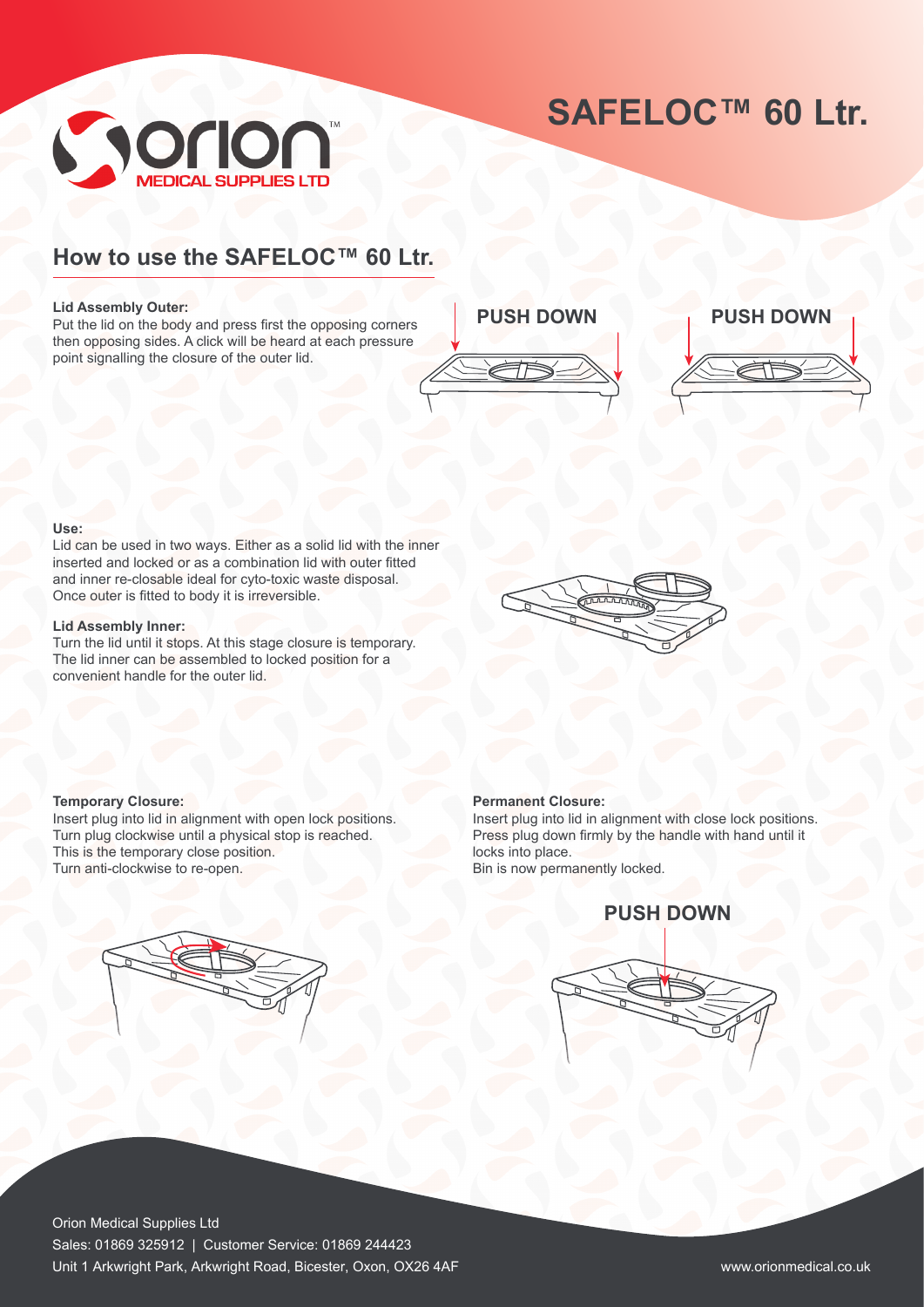# SAFELOC™ 60 Ltr.

## How to use the SAFELOC™ 60 Ltr.

**Lid Assembly Outer:**
Put the lid on the body and press first the opposing corners then opposing sides. A click will be heard at each pressure point signalling the closure of the outer lid.

PUSH DOWN

PUSH DOWN

**Use:**
Lid can be used in two ways. Either as a solid lid with the inner inserted and locked or as a combination lid with outer fitted and inner re-closable ideal for cyto-toxic waste disposal. Once outer is fitted to body it is irreversible.

**Lid Assembly Inner:**
Turn the lid until it stops. At this stage closure is temporary. The lid inner can be assembled to locked position for a convenient handle for the outer lid.

**Temporary Closure:**
Insert plug into lid in alignment with open lock positions. Turn plug clockwise until a physical stop is reached. This is the temporary close position. Turn anti-clockwise to re-open.

**Permanent Closure:**
Insert plug into lid in alignment with close lock positions. Press plug down firmly by the handle with hand until it locks into place. Bin is now permanently locked.

PUSH DOWN

Orion Medical Supplies Ltd
Sales: 01869 325912 | Customer Service: 01869 244423
Unit 1 Arkwright Park, Arkwright Road, Bicester, Oxon, OX26 4AF

www.orionmedical.co.uk